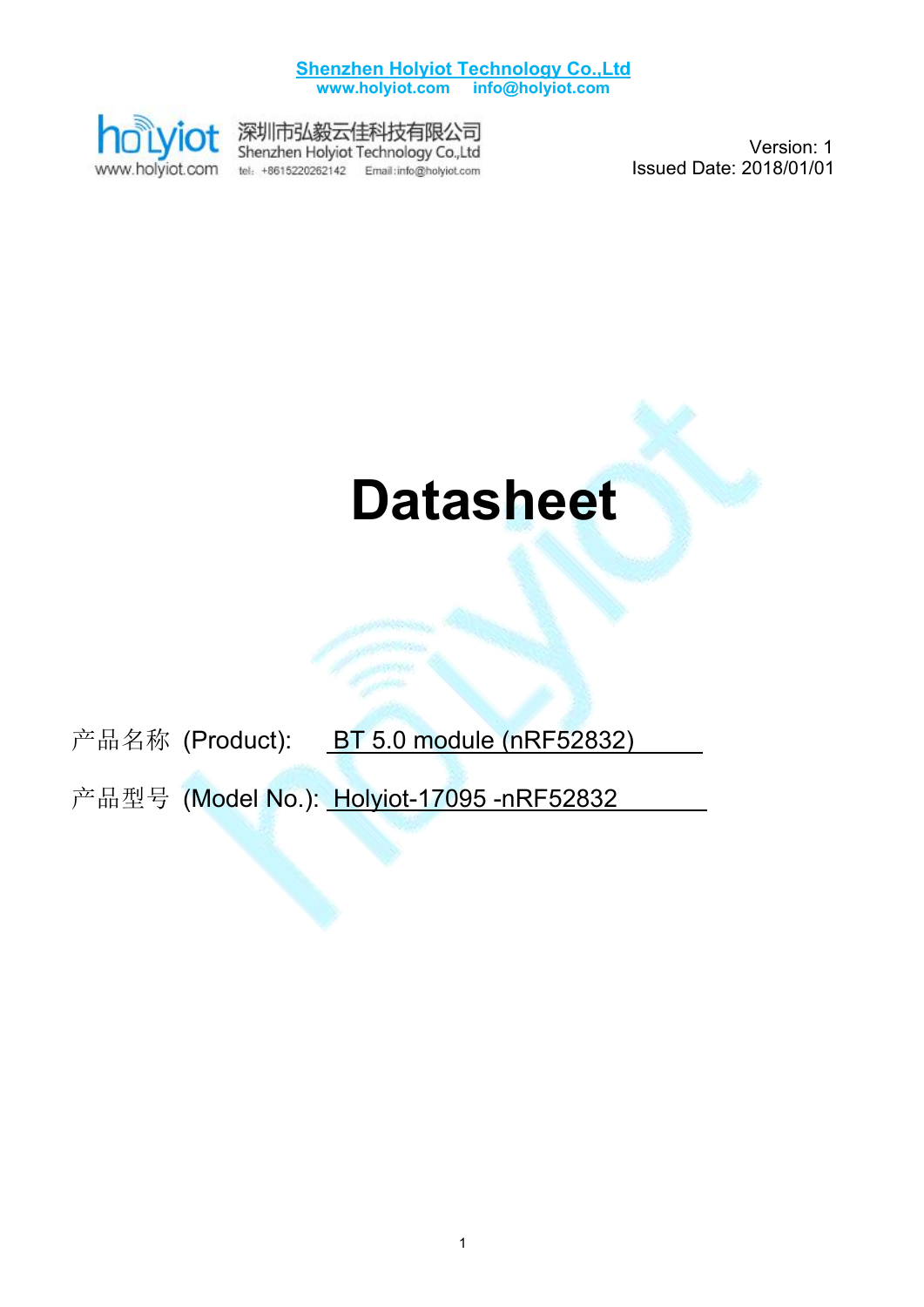**Shenzhen Holyiot Technology Co.,Ltd**
**www.holyiot.com info@holyiot.com**

深圳市弘毅云佳科技有限公司
Shenzhen Holyiot Technology Co.,Ltd
tel：+8615220262142 Email:info@holyiot.com
www.holyiot.com

Version: 1
Issued Date: 2018/01/01

# Datasheet

产品名称 (Product): BT 5.0 module (nRF52832)

产品型号 (Model No.): Holyiot-17095 -nRF52832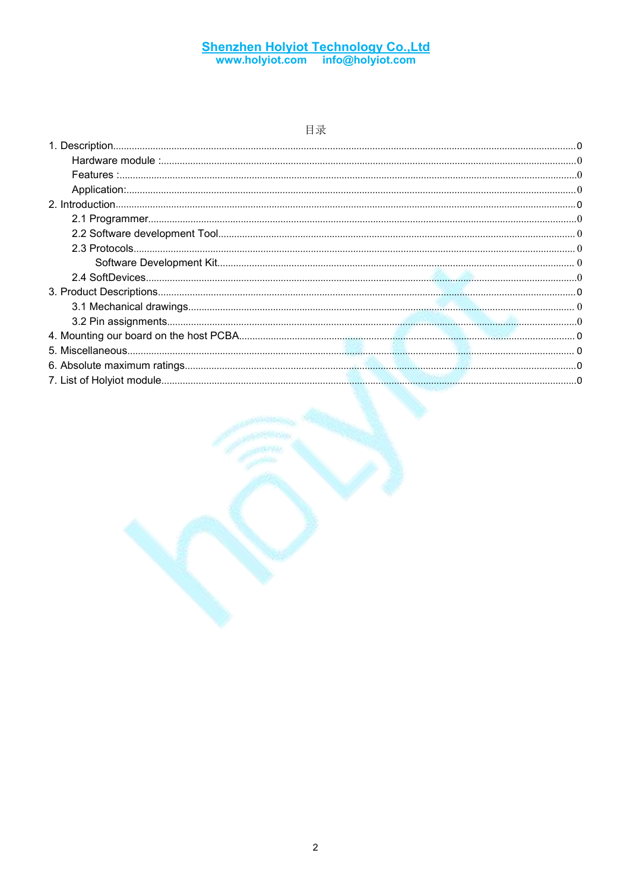# 目录

1. Description.......................................................................................................................................................0
    - Hardware module :.......................................................................................................................................0
    - Features :.......................................................................................................................................................0
    - Application:....................................................................................................................................................0
2. Introduction.......................................................................................................................................................0
    - 2.1 Programmer.............................................................................................................................................0
    - 2.2 Software development Tool.....................................................................................................................0
    - 2.3 Protocols..................................................................................................................................................0
        - Software Development Kit.....................................................................................................................0
    - 2.4 SoftDevices..............................................................................................................................................0
3. Product Descriptions.........................................................................................................................................0
    - 3.1 Mechanical drawings...............................................................................................................................0
    - 3.2 Pin assignments.......................................................................................................................................0
4. Mounting our board on the host PCBA...............................................................................................................0
5. Miscellaneous.....................................................................................................................................................0
6. Absolute maximum ratings..................................................................................................................................0
7. List of Holyiot module.........................................................................................................................................0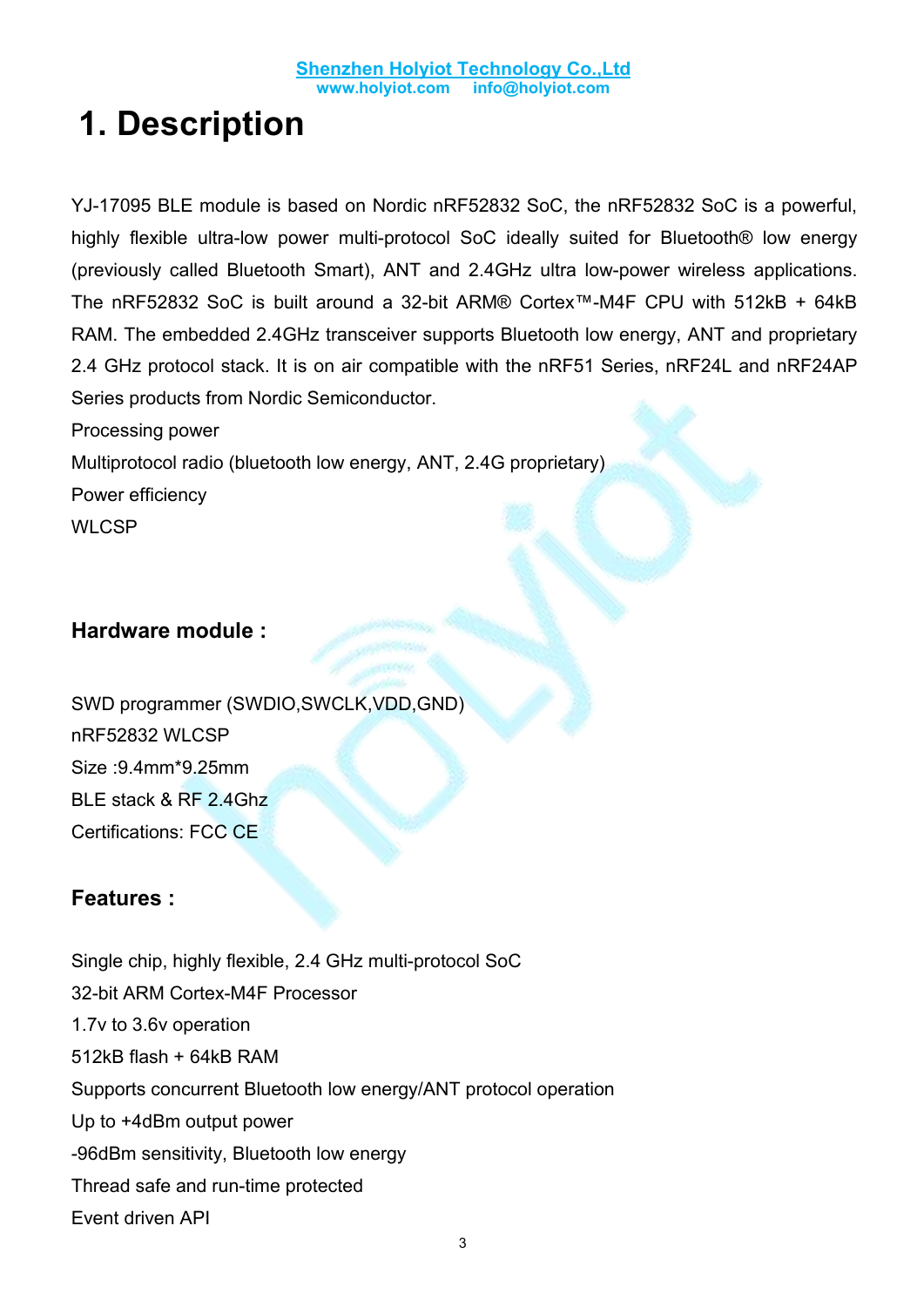# 1. Description

YJ-17095 BLE module is based on Nordic nRF52832 SoC, the nRF52832 SoC is a powerful, highly flexible ultra-low power multi-protocol SoC ideally suited for Bluetooth® low energy (previously called Bluetooth Smart), ANT and 2.4GHz ultra low-power wireless applications. The nRF52832 SoC is built around a 32-bit ARM® Cortex™-M4F CPU with 512kB + 64kB RAM. The embedded 2.4GHz transceiver supports Bluetooth low energy, ANT and proprietary 2.4 GHz protocol stack. It is on air compatible with the nRF51 Series, nRF24L and nRF24AP Series products from Nordic Semiconductor.

Processing power

Multiprotocol radio (bluetooth low energy, ANT, 2.4G proprietary)

Power efficiency

WLCSP

### Hardware module :

SWD programmer (SWDIO,SWCLK,VDD,GND)

nRF52832 WLCSP

Size :9.4mm*9.25mm

BLE stack & RF 2.4Ghz

Certifications: FCC CE

### Features :

Single chip, highly flexible, 2.4 GHz multi-protocol SoC

32-bit ARM Cortex-M4F Processor

1.7v to 3.6v operation

512kB flash + 64kB RAM

Supports concurrent Bluetooth low energy/ANT protocol operation

Up to +4dBm output power

-96dBm sensitivity, Bluetooth low energy

Thread safe and run-time protected

Event driven API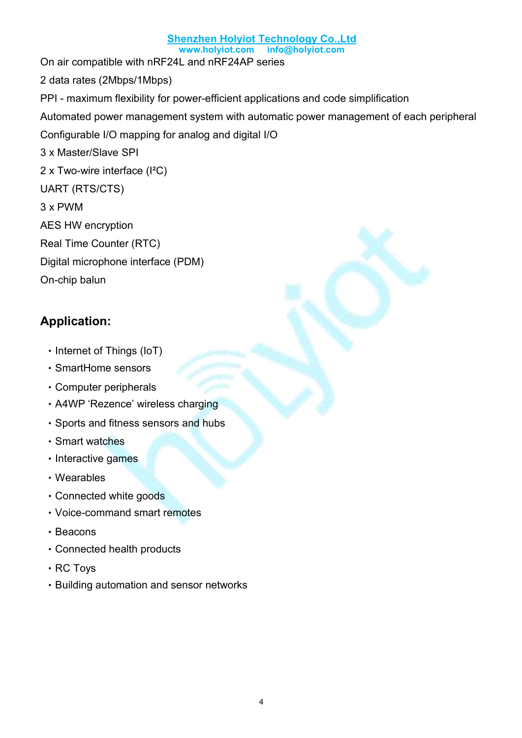On air compatible with nRF24L and nRF24AP series

2 data rates (2Mbps/1Mbps)

PPI - maximum flexibility for power-efficient applications and code simplification

Automated power management system with automatic power management of each peripheral

Configurable I/O mapping for analog and digital I/O

3 x Master/Slave SPI

2 x Two-wire interface (I²C)

UART (RTS/CTS)

3 x PWM

AES HW encryption

Real Time Counter (RTC)

Digital microphone interface (PDM)

On-chip balun

## Application:

- Internet of Things (IoT)
- SmartHome sensors
- Computer peripherals
- A4WP 'Rezence' wireless charging
- Sports and fitness sensors and hubs
- Smart watches
- Interactive games
- Wearables
- Connected white goods
- Voice-command smart remotes
- Beacons
- Connected health products
- RC Toys
- Building automation and sensor networks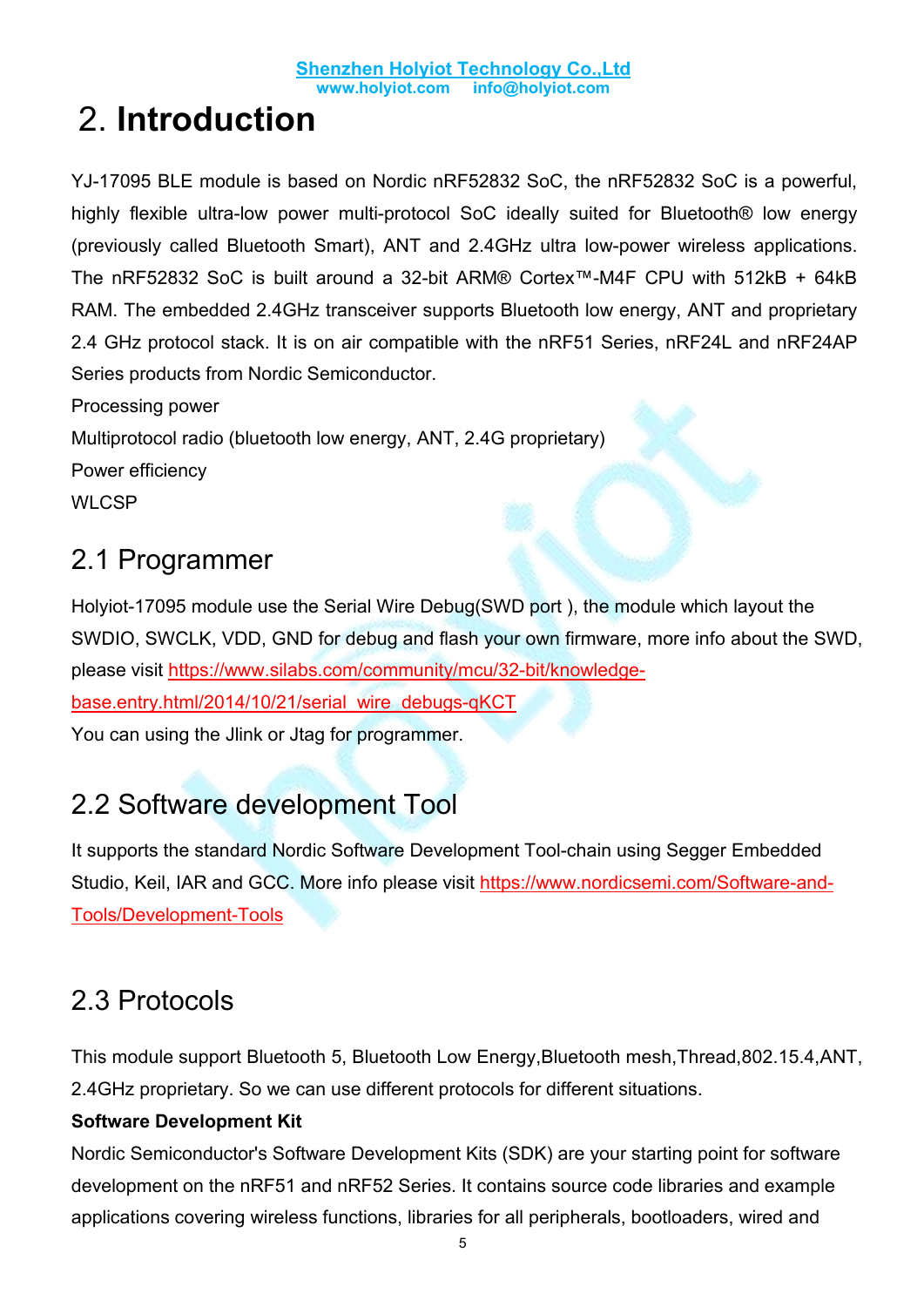# 2. Introduction

YJ-17095 BLE module is based on Nordic nRF52832 SoC, the nRF52832 SoC is a powerful, highly flexible ultra-low power multi-protocol SoC ideally suited for Bluetooth® low energy (previously called Bluetooth Smart), ANT and 2.4GHz ultra low-power wireless applications. The nRF52832 SoC is built around a 32-bit ARM® Cortex™-M4F CPU with 512kB + 64kB RAM. The embedded 2.4GHz transceiver supports Bluetooth low energy, ANT and proprietary 2.4 GHz protocol stack. It is on air compatible with the nRF51 Series, nRF24L and nRF24AP Series products from Nordic Semiconductor.

Processing power

Multiprotocol radio (bluetooth low energy, ANT, 2.4G proprietary)

Power efficiency

WLCSP

## 2.1 Programmer

Holyiot-17095 module use the Serial Wire Debug(SWD port ), the module which layout the SWDIO, SWCLK, VDD, GND for debug and flash your own firmware, more info about the SWD, please visit https://www.silabs.com/community/mcu/32-bit/knowledge-base.entry.html/2014/10/21/serial_wire_debugs-qKCT

You can using the Jlink or Jtag for programmer.

## 2.2 Software development Tool

It supports the standard Nordic Software Development Tool-chain using Segger Embedded Studio, Keil, IAR and GCC. More info please visit https://www.nordicsemi.com/Software-and-Tools/Development-Tools

## 2.3 Protocols

This module support Bluetooth 5, Bluetooth Low Energy,Bluetooth mesh,Thread,802.15.4,ANT, 2.4GHz proprietary. So we can use different protocols for different situations.

**Software Development Kit**

Nordic Semiconductor's Software Development Kits (SDK) are your starting point for software development on the nRF51 and nRF52 Series. It contains source code libraries and example applications covering wireless functions, libraries for all peripherals, bootloaders, wired and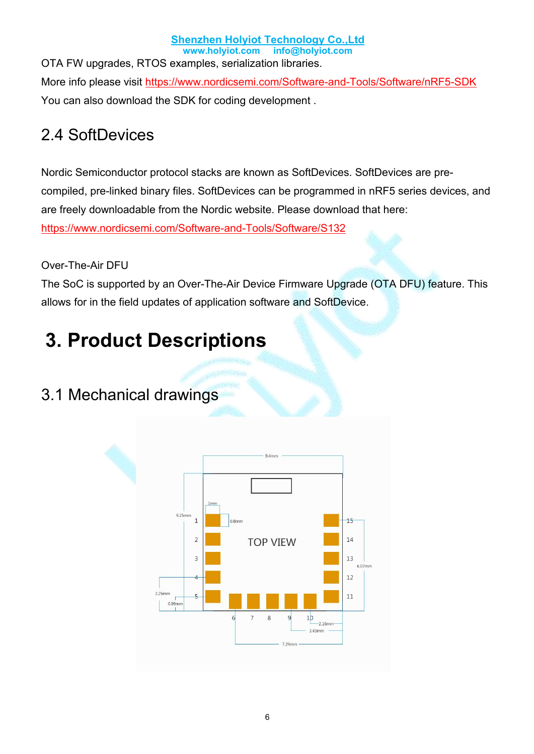OTA FW upgrades, RTOS examples, serialization libraries.

More info please visit https://www.nordicsemi.com/Software-and-Tools/Software/nRF5-SDK

You can also download the SDK for coding development .

## 2.4 SoftDevices

Nordic Semiconductor protocol stacks are known as SoftDevices. SoftDevices are pre-compiled, pre-linked binary files. SoftDevices can be programmed in nRF5 series devices, and are freely downloadable from the Nordic website. Please download that here: https://www.nordicsemi.com/Software-and-Tools/Software/S132

Over-The-Air DFU

The SoC is supported by an Over-The-Air Device Firmware Upgrade (OTA DFU) feature. This allows for in the field updates of application software and SoftDevice.

# 3. Product Descriptions

## 3.1 Mechanical drawings

9.4mm

9.25mm

1mm

0.8mm

TOP VIEW

1 2 3 4 5 6 7 8 9 10 11 12 13 14 15

6.07mm

2.26mm

0.99mm

2.16mm

3.43mm

7.24mm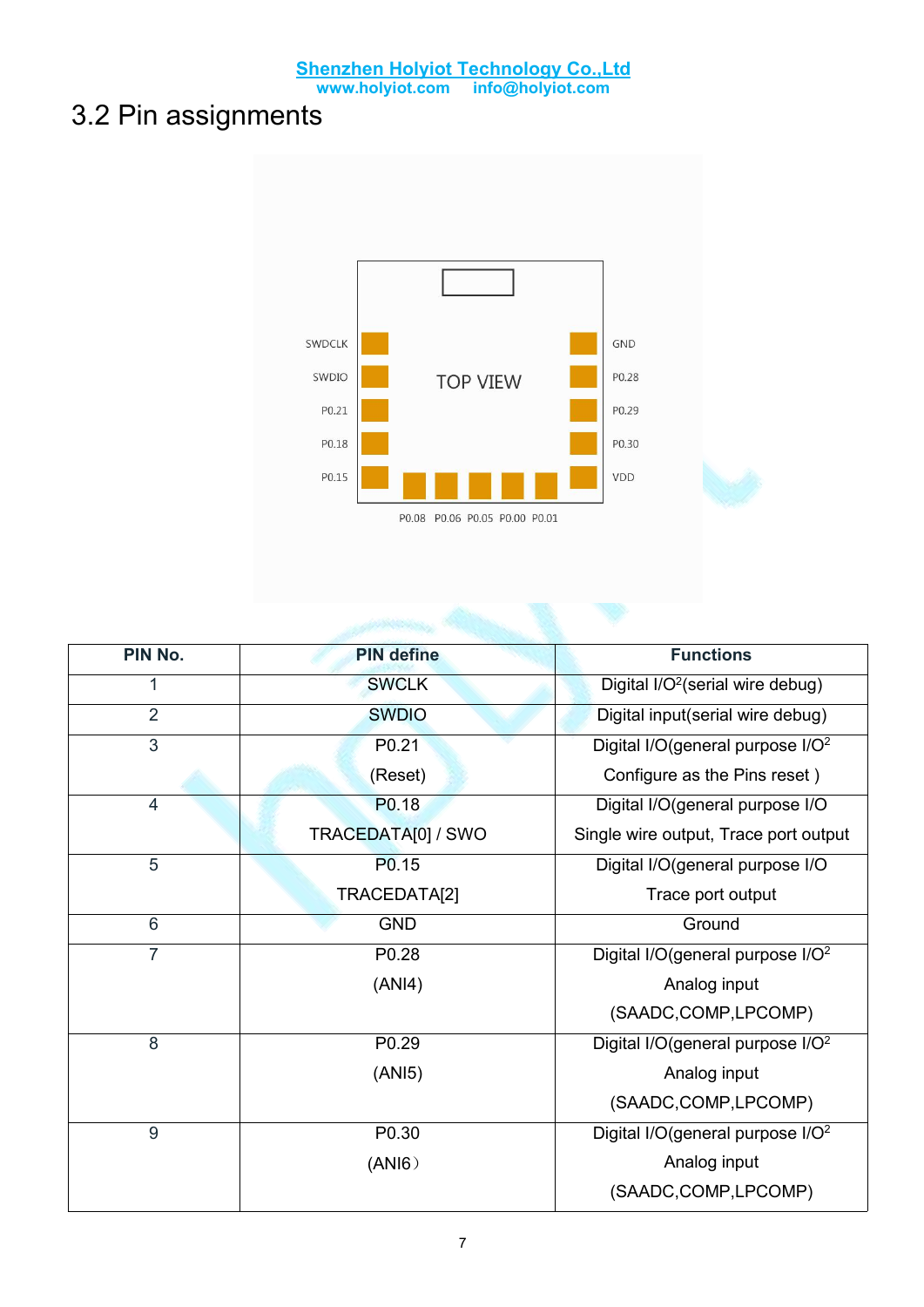## 3.2 Pin assignments

| PIN No. | PIN define | Functions |
|---|---|---|
| 1 | SWCLK | Digital I/O[2](serial wire debug) |
| 2 | SWDIO | Digital input(serial wire debug) |
| 3 | P0.21<br>(Reset) | Digital I/O(general purpose I/O[2]<br>Configure as the Pins reset ) |
| 4 | P0.18<br>TRACEDATA[0] / SWO | Digital I/O(general purpose I/O<br>Single wire output, Trace port output |
| 5 | P0.15<br>TRACEDATA[2] | Digital I/O(general purpose I/O<br>Trace port output |
| 6 | GND | Ground |
| 7 | P0.28<br>(ANI4) | Digital I/O(general purpose I/O[2]<br>Analog input<br>(SAADC,COMP,LPCOMP) |
| 8 | P0.29<br>(ANI5) | Digital I/O(general purpose I/O[2]<br>Analog input<br>(SAADC,COMP,LPCOMP) |
| 9 | P0.30<br>(ANI6) | Digital I/O(general purpose I/O[2]<br>Analog input<br>(SAADC,COMP,LPCOMP) |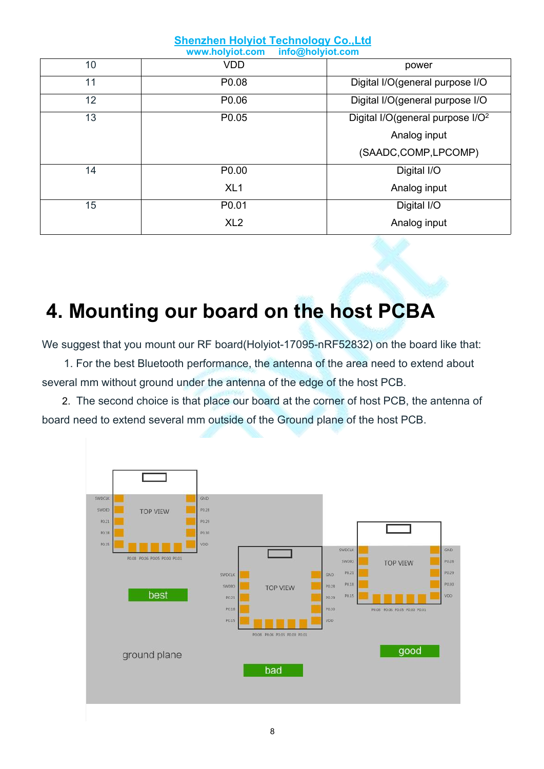| 10 | VDD | power |
|---|---|---|
| 11 | P0.08 | Digital I/O(general purpose I/O |
| 12 | P0.06 | Digital I/O(general purpose I/O |
| 13 | P0.05 | Digital I/O(general purpose I/O[2] Analog input (SAADC,COMP,LPCOMP) |
| 14 | P0.00 XL1 | Digital I/O Analog input |
| 15 | P0.01 XL2 | Digital I/O Analog input |

# 4. Mounting our board on the host PCBA

We suggest that you mount our RF board(Holyiot-17095-nRF52832) on the board like that:

1. For the best Bluetooth performance, the antenna of the area need to extend about several mm without ground under the antenna of the edge of the host PCB.
2. The second choice is that place our board at the corner of host PCB, the antenna of board need to extend several mm outside of the Ground plane of the host PCB.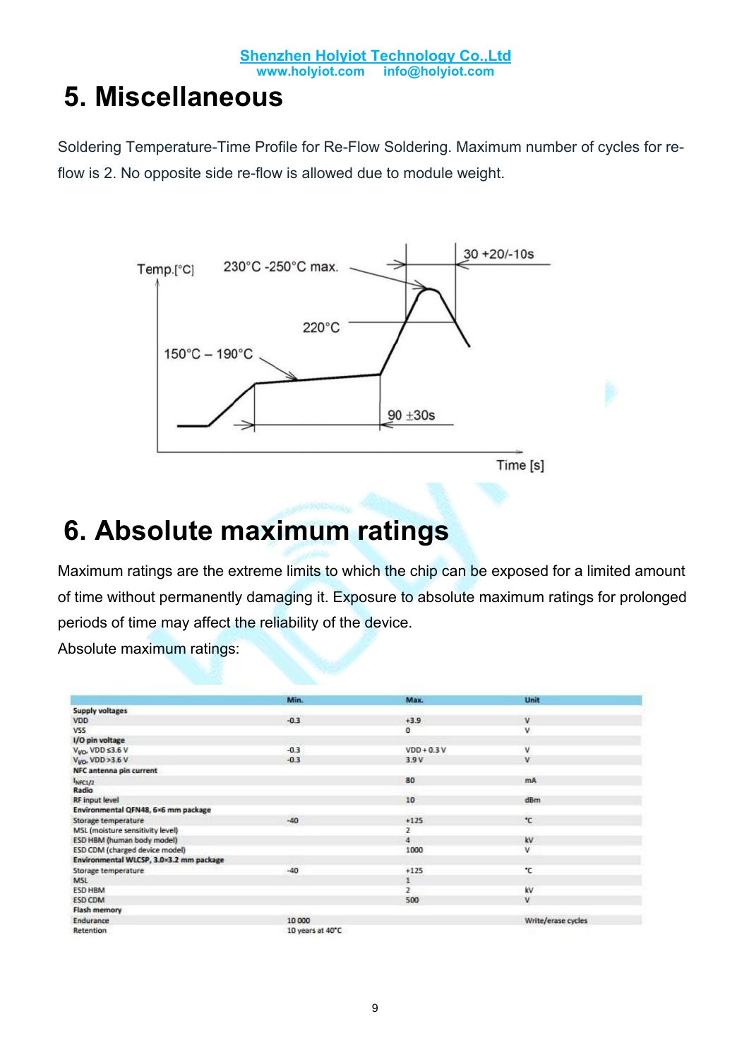# 5. Miscellaneous

Soldering Temperature-Time Profile for Re-Flow Soldering. Maximum number of cycles for re-flow is 2. No opposite side re-flow is allowed due to module weight.

# 6. Absolute maximum ratings

Maximum ratings are the extreme limits to which the chip can be exposed for a limited amount of time without permanently damaging it. Exposure to absolute maximum ratings for prolonged periods of time may affect the reliability of the device.

Absolute maximum ratings:

| | Min. | Max. | Unit |
|---|---|---|---|
| **Supply voltages** | | | |
| VDD | -0.3 | +3.9 | V |
| VSS | | 0 | V |
| **I/O pin voltage** | | | |
| $V_{I/O}$, VDD ≤3.6 V | -0.3 | VDD + 0.3 V | V |
| $V_{I/O}$, VDD >3.6 V | -0.3 | 3.9 V | V |
| **NFC antenna pin current** | | | |
| $I_{NFC1/2}$ | | 80 | mA |
| **Radio** | | | |
| RF input level | | 10 | dBm |
| **Environmental QFN48, 6×6 mm package** | | | |
| Storage temperature | -40 | +125 | °C |
| MSL (moisture sensitivity level) | | 2 | |
| ESD HBM (human body model) | | 4 | kV |
| ESD CDM (charged device model) | | 1000 | V |
| **Environmental WLCSP, 3.0×3.2 mm package** | | | |
| Storage temperature | -40 | +125 | °C |
| MSL | | 1 | |
| ESD HBM | | 2 | kV |
| ESD CDM | | 500 | V |
| **Flash memory** | | | |
| Endurance | 10 000 | | Write/erase cycles |
| Retention | 10 years at 40°C | | |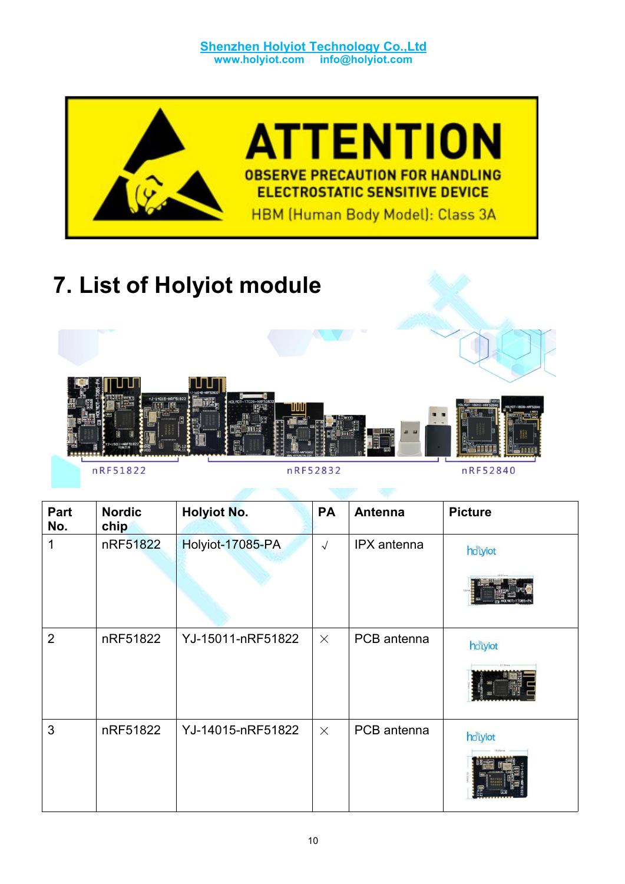Shenzhen Holyiot Technology Co.,Ltd
www.holyiot.com info@holyiot.com

ATTENTION
OBSERVE PRECAUTION FOR HANDLING
ELECTROSTATIC SENSITIVE DEVICE
HBM (Human Body Model): Class 3A

# 7. List of Holyiot module

nRF51822 nRF52832 nRF52840

| Part No. | Nordic chip | Holyiot No. | PA | Antenna | Picture |
|---|---|---|---|---|---|
| 1 | nRF51822 | Holyiot-17085-PA | √ | IPX antenna | |
| 2 | nRF51822 | YJ-15011-nRF51822 | × | PCB antenna | |
| 3 | nRF51822 | YJ-14015-nRF51822 | × | PCB antenna | |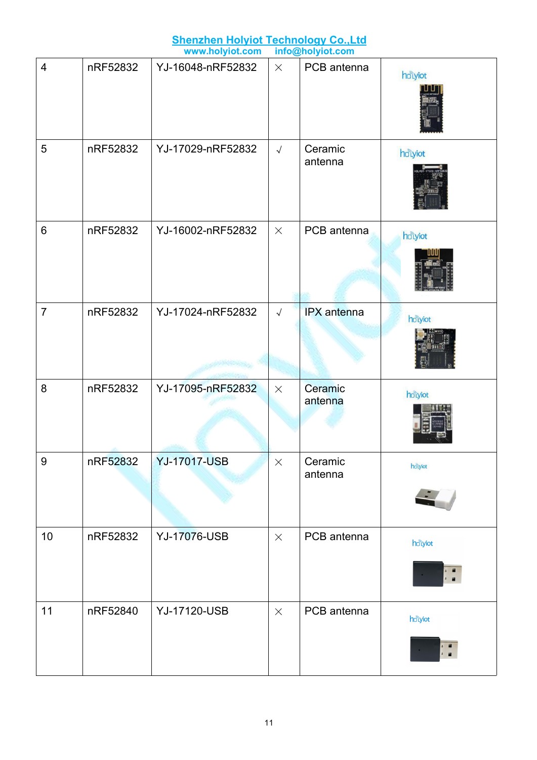| 4 | nRF52832 | YJ-16048-nRF52832 | × | PCB antenna | |
|---|---|---|---|---|---|
| 5 | nRF52832 | YJ-17029-nRF52832 | √ | Ceramic antenna | |
| 6 | nRF52832 | YJ-16002-nRF52832 | × | PCB antenna | |
| 7 | nRF52832 | YJ-17024-nRF52832 | √ | IPX antenna | |
| 8 | nRF52832 | YJ-17095-nRF52832 | × | Ceramic antenna | |
| 9 | nRF52832 | YJ-17017-USB | × | Ceramic antenna | |
| 10 | nRF52832 | YJ-17076-USB | × | PCB antenna | |
| 11 | nRF52840 | YJ-17120-USB | × | PCB antenna | |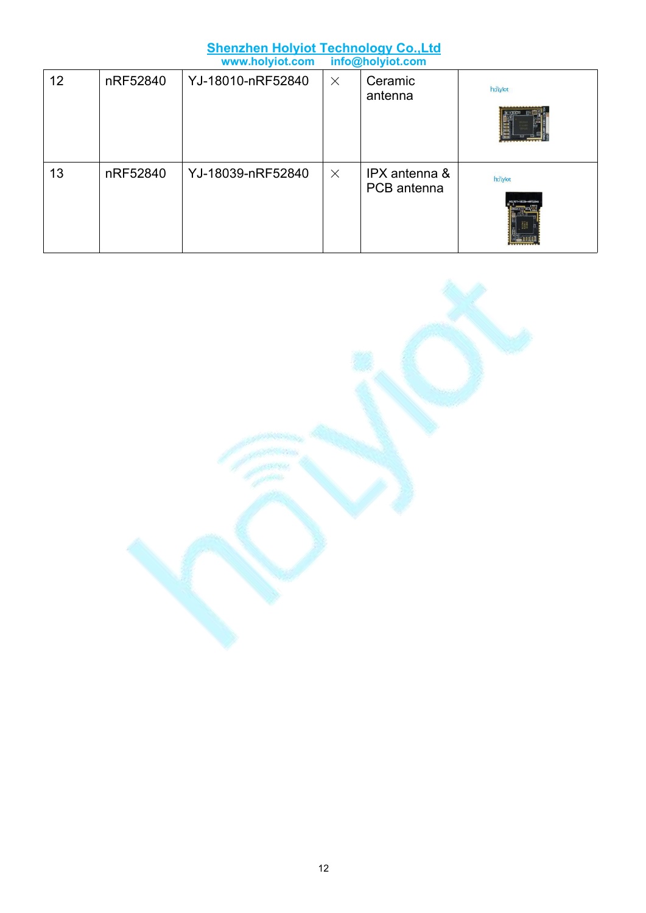| | | | | | |
|---|---|---|---|---|---|
| 12 | nRF52840 | YJ-18010-nRF52840 | × | Ceramic antenna | |
| 13 | nRF52840 | YJ-18039-nRF52840 | × | IPX antenna & PCB antenna | |